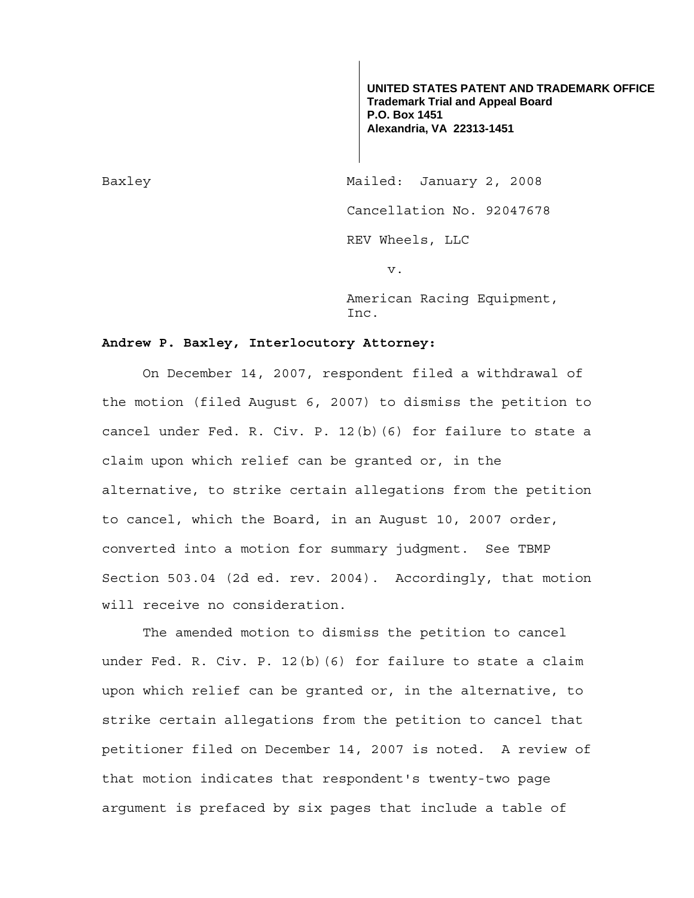**UNITED STATES PATENT AND TRADEMARK OFFICE**
**Trademark Trial and Appeal Board**
**P.O. Box 1451**
**Alexandria, VA 22313-1451**

Baxley

Mailed: January 2, 2008

Cancellation No. 92047678

REV Wheels, LLC

v.

American Racing Equipment, Inc.

**Andrew P. Baxley, Interlocutory Attorney:**

On December 14, 2007, respondent filed a withdrawal of the motion (filed August 6, 2007) to dismiss the petition to cancel under Fed. R. Civ. P. 12(b)(6) for failure to state a claim upon which relief can be granted or, in the alternative, to strike certain allegations from the petition to cancel, which the Board, in an August 10, 2007 order, converted into a motion for summary judgment. See TBMP Section 503.04 (2d ed. rev. 2004). Accordingly, that motion will receive no consideration.

The amended motion to dismiss the petition to cancel under Fed. R. Civ. P. 12(b)(6) for failure to state a claim upon which relief can be granted or, in the alternative, to strike certain allegations from the petition to cancel that petitioner filed on December 14, 2007 is noted. A review of that motion indicates that respondent's twenty-two page argument is prefaced by six pages that include a table of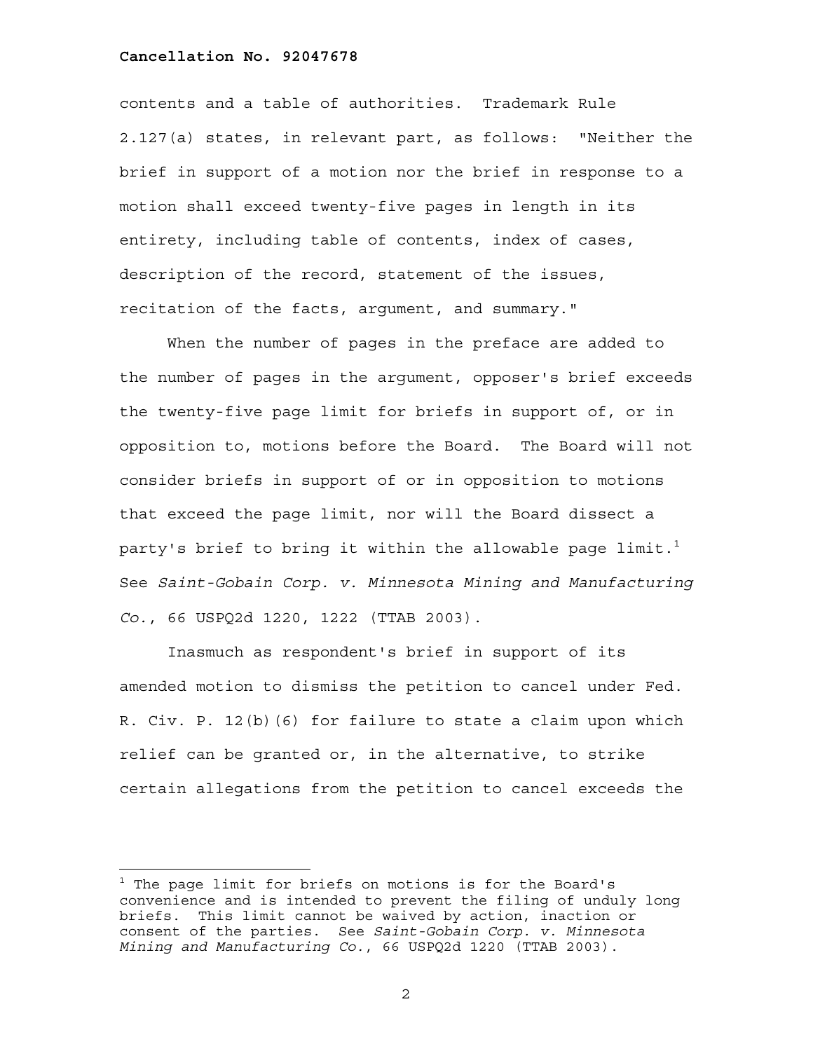contents and a table of authorities. Trademark Rule 2.127(a) states, in relevant part, as follows: "Neither the brief in support of a motion nor the brief in response to a motion shall exceed twenty-five pages in length in its entirety, including table of contents, index of cases, description of the record, statement of the issues, recitation of the facts, argument, and summary."

When the number of pages in the preface are added to the number of pages in the argument, opposer's brief exceeds the twenty-five page limit for briefs in support of, or in opposition to, motions before the Board. The Board will not consider briefs in support of or in opposition to motions that exceed the page limit, nor will the Board dissect a party's brief to bring it within the allowable page limit.[1] See *Saint-Gobain Corp. v. Minnesota Mining and Manufacturing Co.*, 66 USPQ2d 1220, 1222 (TTAB 2003).

Inasmuch as respondent's brief in support of its amended motion to dismiss the petition to cancel under Fed. R. Civ. P. 12(b)(6) for failure to state a claim upon which relief can be granted or, in the alternative, to strike certain allegations from the petition to cancel exceeds the

---

[1] The page limit for briefs on motions is for the Board's convenience and is intended to prevent the filing of unduly long briefs. This limit cannot be waived by action, inaction or consent of the parties. See *Saint-Gobain Corp. v. Minnesota Mining and Manufacturing Co.*, 66 USPQ2d 1220 (TTAB 2003).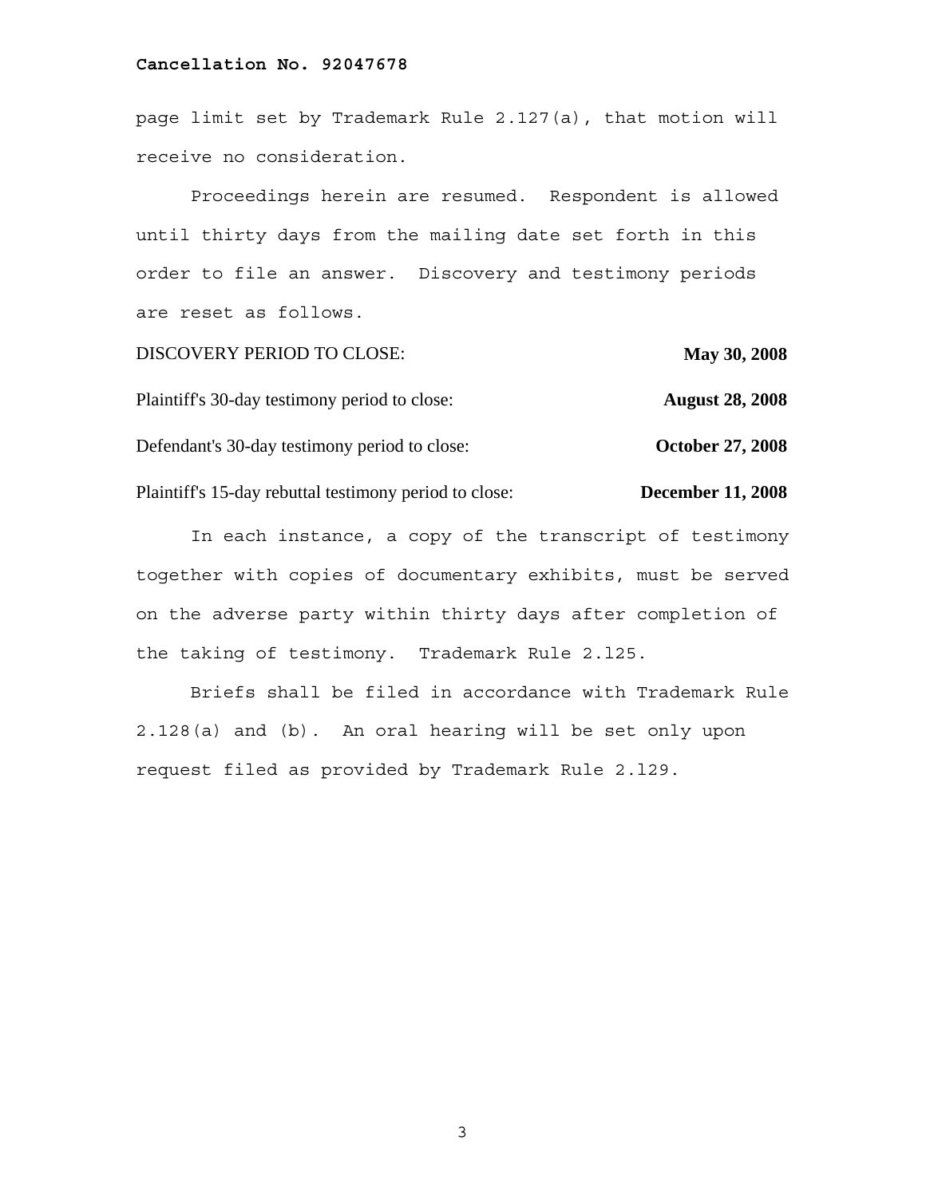page limit set by Trademark Rule 2.127(a), that motion will receive no consideration.

Proceedings herein are resumed. Respondent is allowed until thirty days from the mailing date set forth in this order to file an answer. Discovery and testimony periods are reset as follows.

| | |
|---|---|
| DISCOVERY PERIOD TO CLOSE: | **May 30, 2008** |
| Plaintiff's 30-day testimony period to close: | **August 28, 2008** |
| Defendant's 30-day testimony period to close: | **October 27, 2008** |
| Plaintiff's 15-day rebuttal testimony period to close: | **December 11, 2008** |

In each instance, a copy of the transcript of testimony together with copies of documentary exhibits, must be served on the adverse party within thirty days after completion of the taking of testimony. Trademark Rule 2.l25.

Briefs shall be filed in accordance with Trademark Rule 2.128(a) and (b). An oral hearing will be set only upon request filed as provided by Trademark Rule 2.l29.